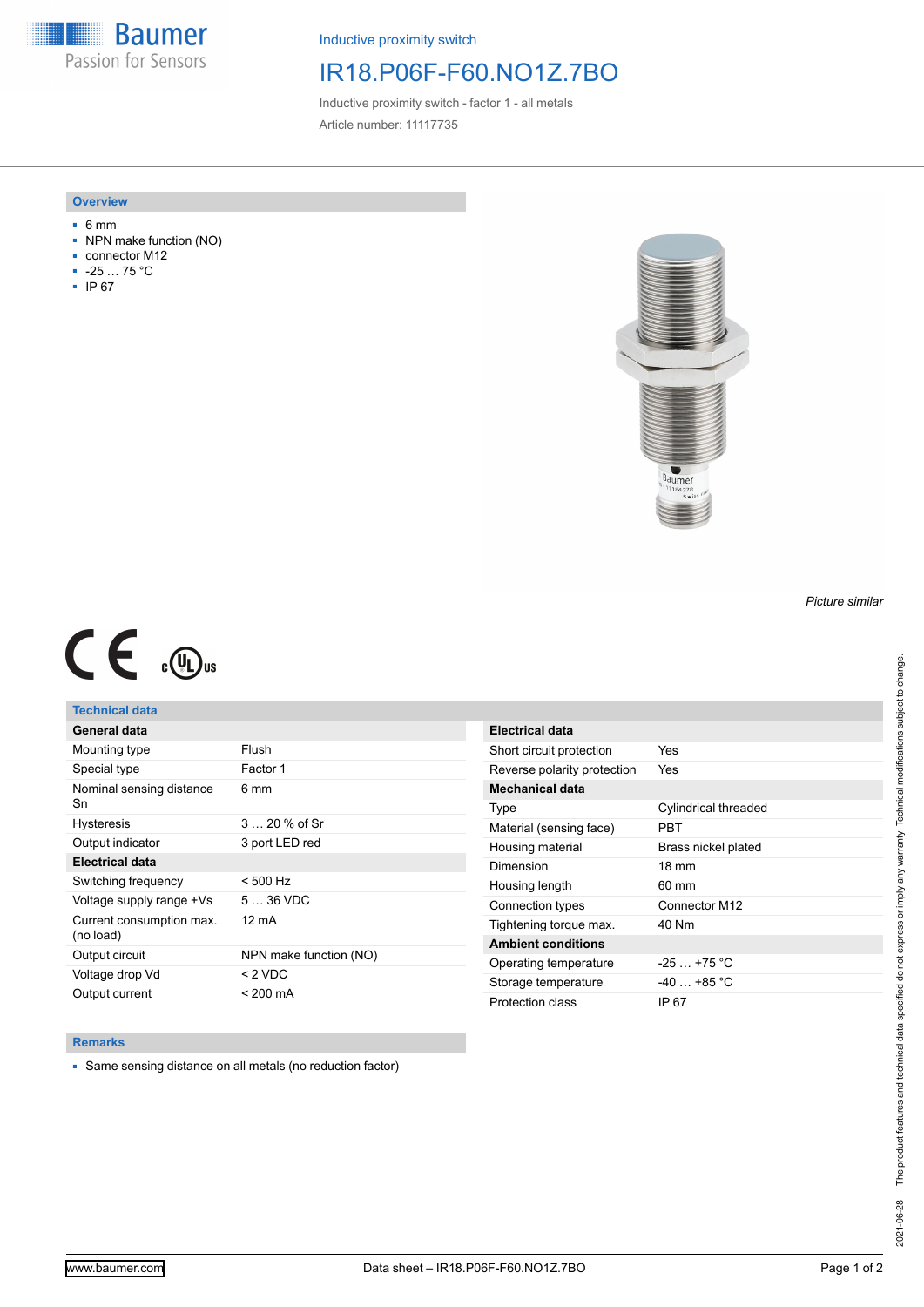Inductive proximity switch

# IR18.P06F-F60.NO1Z.7BO

Inductive proximity switch - factor 1 - all metals

Article number: 11117735

## Overview

- 6 mm
- NPN make function (NO)
- connector M12
- -25 … 75 °C
- IP 67

*Picture similar*

## Technical data

| General data | |
|---|---|
| Mounting type | Flush |
| Special type | Factor 1 |
| Nominal sensing distance Sn | 6 mm |
| Hysteresis | 3 … 20 % of Sr |
| Output indicator | 3 port LED red |
| **Electrical data** | |
| Switching frequency | < 500 Hz |
| Voltage supply range +Vs | 5 … 36 VDC |
| Current consumption max. (no load) | 12 mA |
| Output circuit | NPN make function (NO) |
| Voltage drop Vd | < 2 VDC |
| Output current | < 200 mA |

| Electrical data | |
|---|---|
| Short circuit protection | Yes |
| Reverse polarity protection | Yes |
| **Mechanical data** | |
| Type | Cylindrical threaded |
| Material (sensing face) | PBT |
| Housing material | Brass nickel plated |
| Dimension | 18 mm |
| Housing length | 60 mm |
| Connection types | Connector M12 |
| Tightening torque max. | 40 Nm |
| **Ambient conditions** | |
| Operating temperature | -25 … +75 °C |
| Storage temperature | -40 … +85 °C |
| Protection class | IP 67 |

## Remarks

- Same sensing distance on all metals (no reduction factor)

The product features and technical data specified do not express or imply any warranty. Technical modifications subject to change.

2021-06-28

www.baumer.com

Data sheet – IR18.P06F-F60.NO1Z.7BO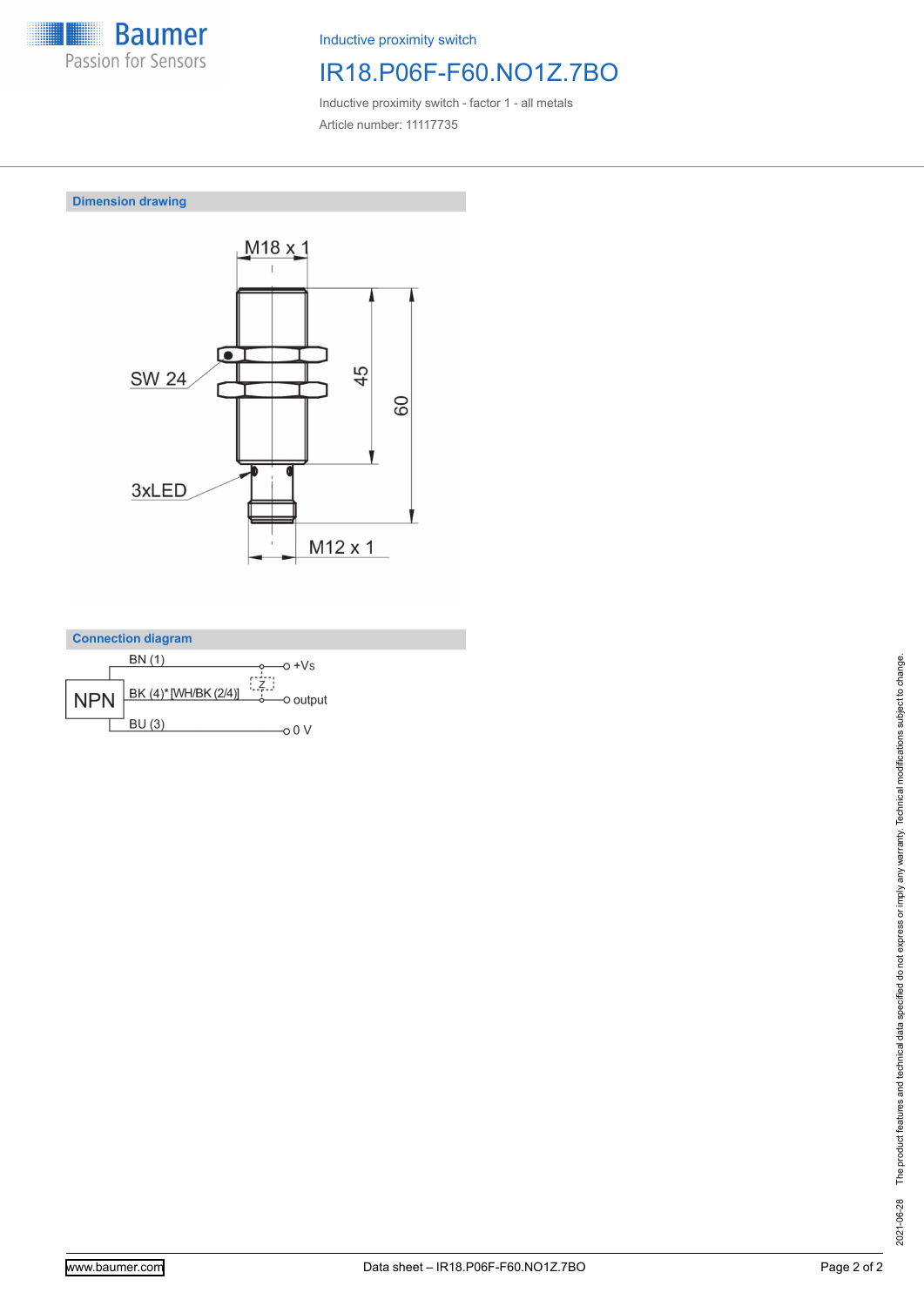Inductive proximity switch

# IR18.P06F-F60.NO1Z.7BO

Inductive proximity switch - factor 1 - all metals

Article number: 11117735

## Dimension drawing

M18 x 1

SW 24

45

60

3xLED

M12 x 1

## Connection diagram

NPN

BN (1)

+Vs

BK (4)* [WH/BK (2/4)]

Z

output

BU (3)

0 V

2021-06-28 The product features and technical data specified do not express or imply any warranty. Technical modifications subject to change.

www.baumer.com

Data sheet – IR18.P06F-F60.NO1Z.7BO